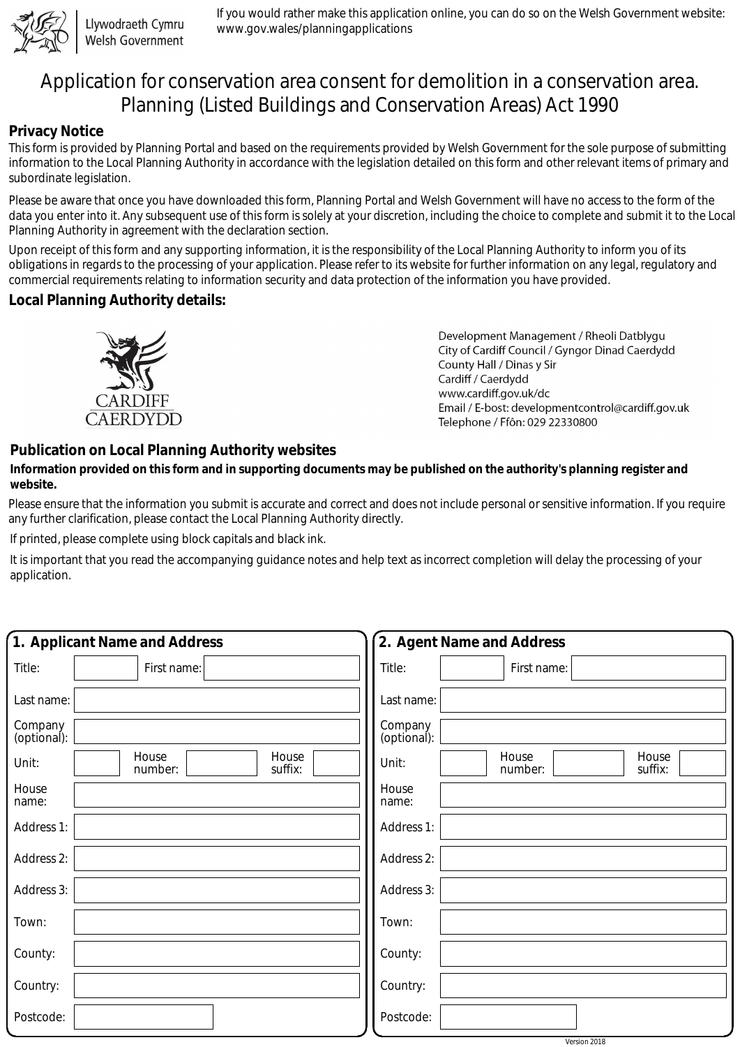Llywodraeth Cymru
Welsh Government

If you would rather make this application online, you can do so on the Welsh Government website: www.gov.wales/planningapplications

# Application for conservation area consent for demolition in a conservation area. Planning (Listed Buildings and Conservation Areas) Act 1990

## Privacy Notice

This form is provided by Planning Portal and based on the requirements provided by Welsh Government for the sole purpose of submitting information to the Local Planning Authority in accordance with the legislation detailed on this form and other relevant items of primary and subordinate legislation.

Please be aware that once you have downloaded this form, Planning Portal and Welsh Government will have no access to the form of the data you enter into it. Any subsequent use of this form is solely at your discretion, including the choice to complete and submit it to the Local Planning Authority in agreement with the declaration section.

Upon receipt of this form and any supporting information, it is the responsibility of the Local Planning Authority to inform you of its obligations in regards to the processing of your application. Please refer to its website for further information on any legal, regulatory and commercial requirements relating to information security and data protection of the information you have provided.

## Local Planning Authority details:

CARDIFF
CAERDYDD

Development Management / Rheoli Datblygu
City of Cardiff Council / Gyngor Dinad Caerdydd
County Hall / Dinas y Sir
Cardiff / Caerdydd
www.cardiff.gov.uk/dc
Email / E-bost: developmentcontrol@cardiff.gov.uk
Telephone / Ffôn: 029 22330800

## Publication on Local Planning Authority websites

**Information provided on this form and in supporting documents may be published on the authority's planning register and website.**

Please ensure that the information you submit is accurate and correct and does not include personal or sensitive information. If you require any further clarification, please contact the Local Planning Authority directly.

If printed, please complete using block capitals and black ink.

It is important that you read the accompanying guidance notes and help text as incorrect completion will delay the processing of your application.

## 1. Applicant Name and Address

| | |
|---|---|
| Title: | First name: |
| Last name: | |
| Company (optional): | |
| Unit: | House number: House suffix: |
| House name: | |
| Address 1: | |
| Address 2: | |
| Address 3: | |
| Town: | |
| County: | |
| Country: | |
| Postcode: | |

## 2. Agent Name and Address

| | |
|---|---|
| Title: | First name: |
| Last name: | |
| Company (optional): | |
| Unit: | House number: House suffix: |
| House name: | |
| Address 1: | |
| Address 2: | |
| Address 3: | |
| Town: | |
| County: | |
| Country: | |
| Postcode: | |

Version 2018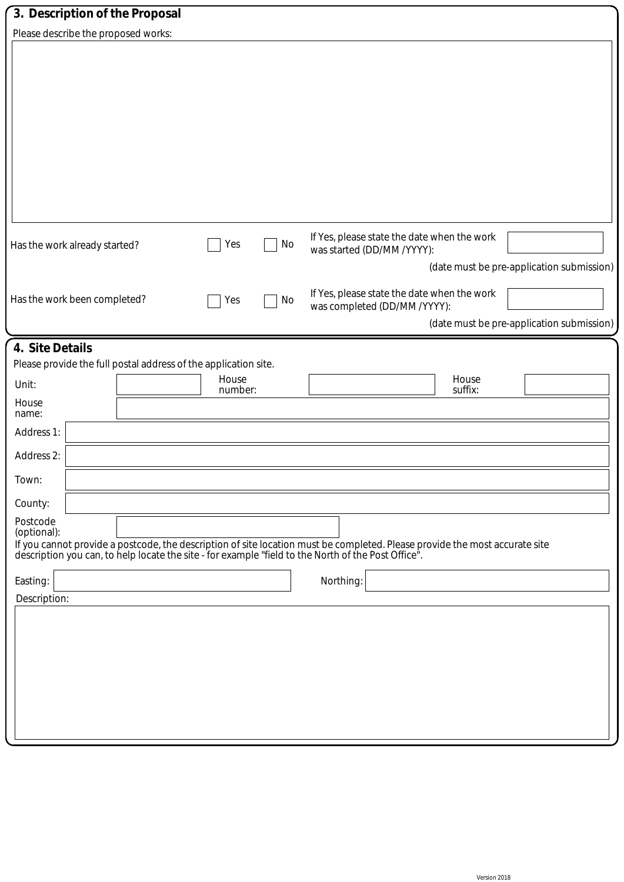## 3. Description of the Proposal

Please describe the proposed works:

Has the work already started? ☐ Yes ☐ No

If Yes, please state the date when the work was started (DD/MM /YYYY):

(date must be pre-application submission)

Has the work been completed? ☐ Yes ☐ No

If Yes, please state the date when the work was completed (DD/MM /YYYY):

(date must be pre-application submission)

## 4. Site Details

Please provide the full postal address of the application site.

Unit:

House number:

House suffix:

House name:

Address 1:

Address 2:

Town:

County:

Postcode (optional):

If you cannot provide a postcode, the description of site location must be completed. Please provide the most accurate site description you can, to help locate the site - for example "field to the North of the Post Office".

Easting:

Northing:

Description:

Version 2018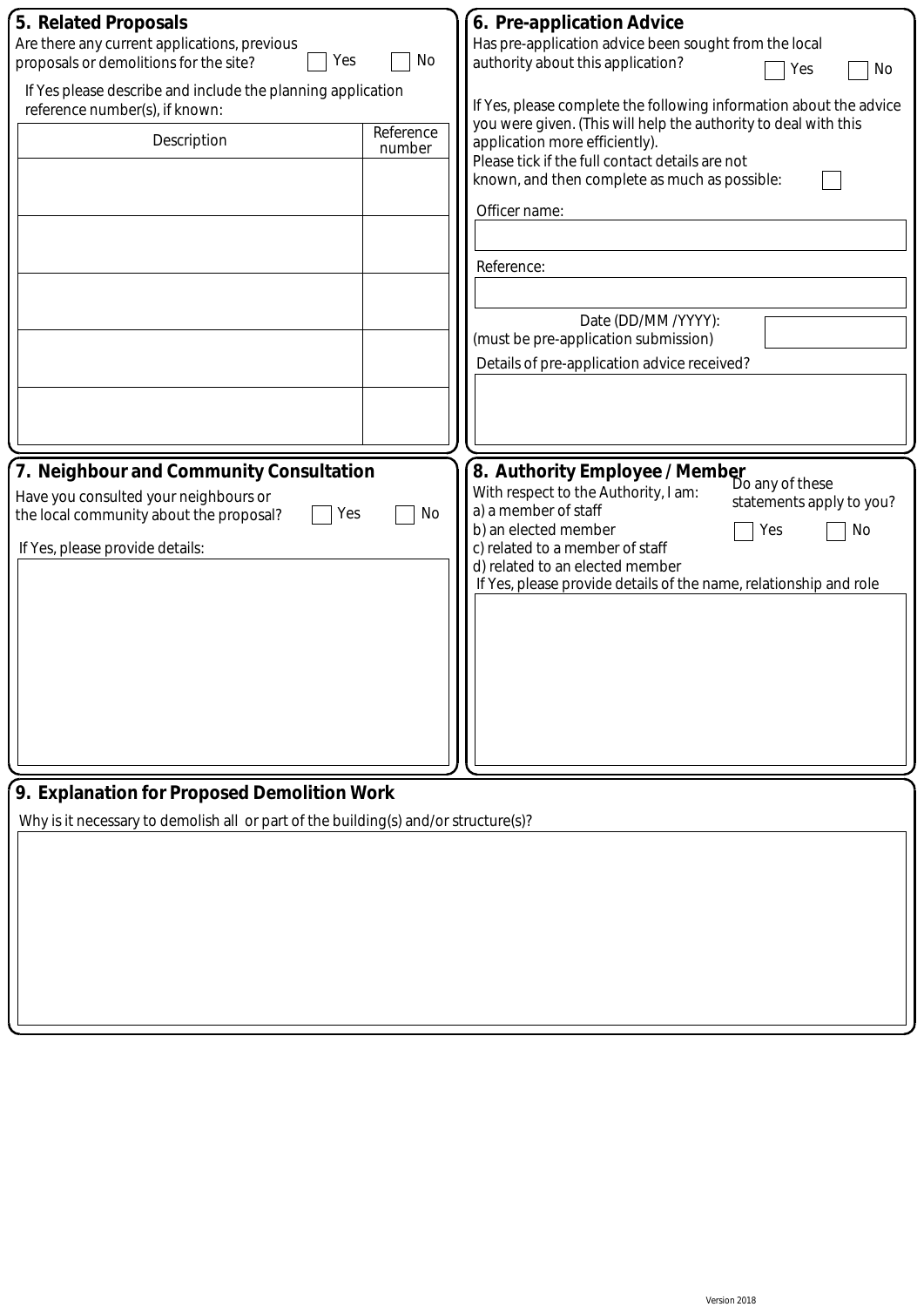## 5. Related Proposals

Are there any current applications, previous proposals or demolitions for the site? ☐ Yes ☐ No

If Yes please describe and include the planning application reference number(s), if known:

| Description | Reference number |
|---|---|
| | |
| | |
| | |
| | |
| | |

## 6. Pre-application Advice

Has pre-application advice been sought from the local authority about this application? ☐ Yes ☐ No

If Yes, please complete the following information about the advice you were given. (This will help the authority to deal with this application more efficiently).

Please tick if the full contact details are not known, and then complete as much as possible: ☐

Officer name:

Reference:

Date (DD/MM /YYYY):
(must be pre-application submission)

Details of pre-application advice received?

## 7. Neighbour and Community Consultation

Have you consulted your neighbours or the local community about the proposal? ☐ Yes ☐ No

If Yes, please provide details:

## 8. Authority Employee / Member

With respect to the Authority, I am:
a) a member of staff
b) an elected member
c) related to a member of staff
d) related to an elected member

Do any of these statements apply to you? ☐ Yes ☐ No

If Yes, please provide details of the name, relationship and role

## 9. Explanation for Proposed Demolition Work

Why is it necessary to demolish all or part of the building(s) and/or structure(s)?

Version 2018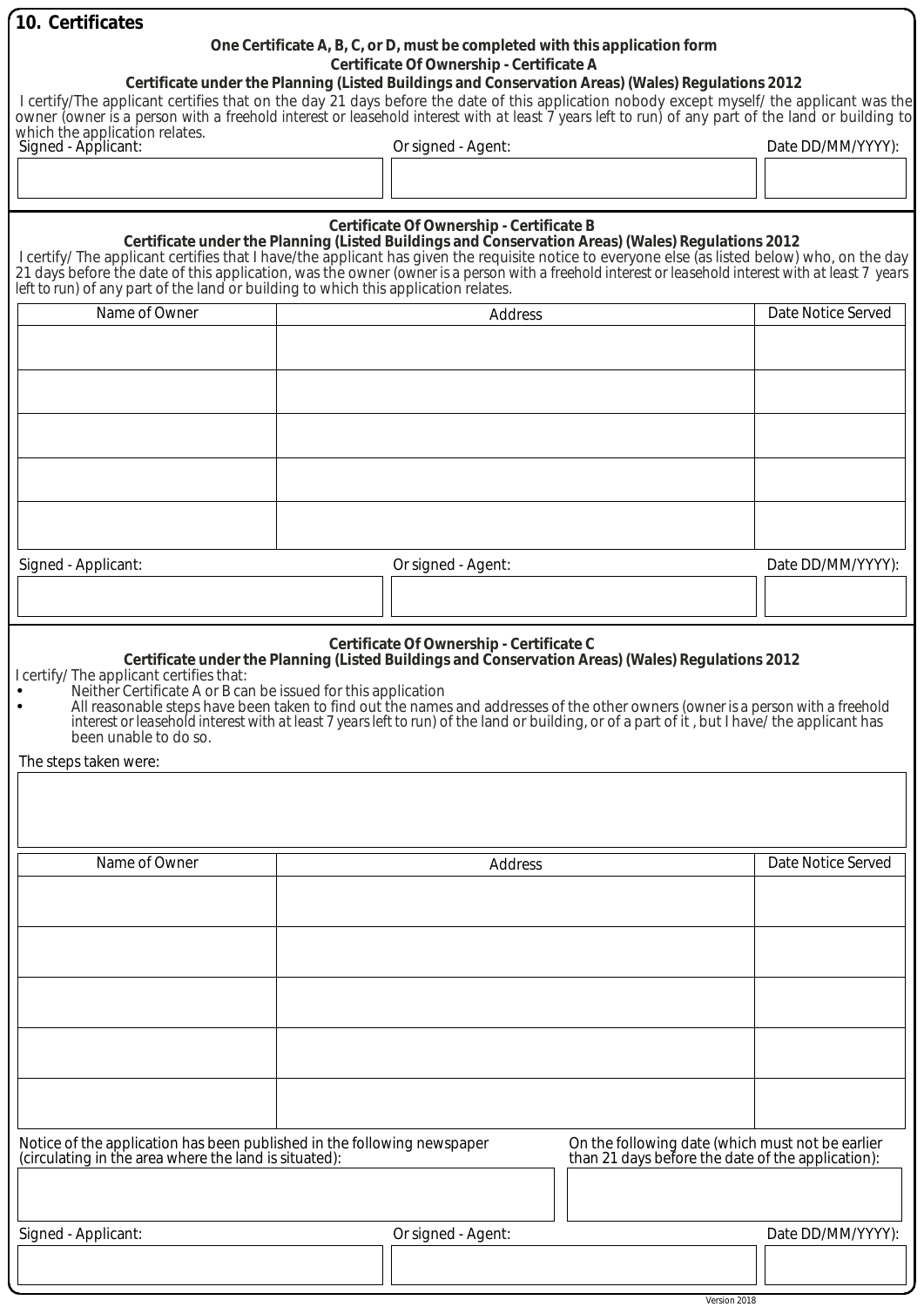## 10. Certificates

**One Certificate A, B, C, or D, must be completed with this application form**

**Certificate Of Ownership - Certificate A**

**Certificate under the Planning (Listed Buildings and Conservation Areas) (Wales) Regulations 2012**

I certify/The applicant certifies that on the day 21 days before the date of this application nobody except myself/ the applicant was the owner (owner is a person with a freehold interest or leasehold interest with at least 7 years left to run) of any part of the land or building to which the application relates.

| Signed - Applicant: | Or signed - Agent: | Date DD/MM/YYYY): |
|---|---|---|
| | | |

**Certificate Of Ownership - Certificate B**

**Certificate under the Planning (Listed Buildings and Conservation Areas) (Wales) Regulations 2012**

I certify/ The applicant certifies that I have/the applicant has given the requisite notice to everyone else (as listed below) who, on the day 21 days before the date of this application, was the owner (owner is a person with a freehold interest or leasehold interest with at least 7 years left to run) of any part of the land or building to which this application relates.

| Name of Owner | Address | Date Notice Served |
|---|---|---|
| | | |
| | | |
| | | |
| | | |
| | | |

| Signed - Applicant: | Or signed - Agent: | Date DD/MM/YYYY): |
|---|---|---|
| | | |

**Certificate Of Ownership - Certificate C**

**Certificate under the Planning (Listed Buildings and Conservation Areas) (Wales) Regulations 2012**

I certify/ The applicant certifies that:

- Neither Certificate A or B can be issued for this application
- All reasonable steps have been taken to find out the names and addresses of the other owners (owner is a person with a freehold interest or leasehold interest with at least 7 years left to run) of the land or building, or of a part of it , but I have/ the applicant has been unable to do so.

The steps taken were:

| Name of Owner | Address | Date Notice Served |
|---|---|---|
| | | |
| | | |
| | | |
| | | |
| | | |

| Notice of the application has been published in the following newspaper (circulating in the area where the land is situated): | On the following date (which must not be earlier than 21 days before the date of the application): |
|---|---|
| | |

| Signed - Applicant: | Or signed - Agent: | Date DD/MM/YYYY): |
|---|---|---|
| | | |

Version 2018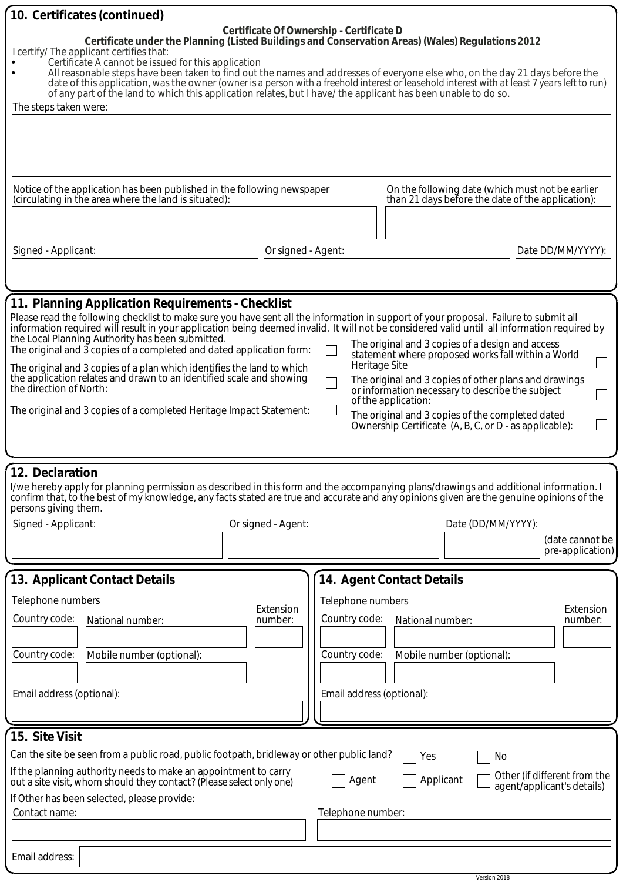## 10. Certificates (continued)

**Certificate Of Ownership - Certificate D**

**Certificate under the Planning (Listed Buildings and Conservation Areas) (Wales) Regulations 2012**

I certify/ The applicant certifies that:

- Certificate A cannot be issued for this application
- All reasonable steps have been taken to find out the names and addresses of everyone else who, on the day 21 days before the date of this application, was the owner (owner is a person with a freehold interest or leasehold interest with at least 7 years left to run) of any part of the land to which this application relates, but I have/ the applicant has been unable to do so.

The steps taken were:

Notice of the application has been published in the following newspaper (circulating in the area where the land is situated):

On the following date (which must not be earlier than 21 days before the date of the application):

Signed - Applicant:

Or signed - Agent:

Date DD/MM/YYYY):

## 11. Planning Application Requirements - Checklist

Please read the following checklist to make sure you have sent all the information in support of your proposal. Failure to submit all information required will result in your application being deemed invalid. It will not be considered valid until all information required by the Local Planning Authority has been submitted.

- The original and 3 copies of a completed and dated application form: ☐
- The original and 3 copies of a plan which identifies the land to which the application relates and drawn to an identified scale and showing the direction of North: ☐
- The original and 3 copies of a completed Heritage Impact Statement: ☐
- The original and 3 copies of a design and access statement where proposed works fall within a World Heritage Site ☐
- The original and 3 copies of other plans and drawings or information necessary to describe the subject of the application: ☐
- The original and 3 copies of the completed dated Ownership Certificate (A, B, C, or D - as applicable): ☐

## 12. Declaration

I/we hereby apply for planning permission as described in this form and the accompanying plans/drawings and additional information. I confirm that, to the best of my knowledge, any facts stated are true and accurate and any opinions given are the genuine opinions of the persons giving them.

Signed - Applicant:

Or signed - Agent:

Date (DD/MM/YYYY): (date cannot be pre-application)

## 13. Applicant Contact Details

Telephone numbers

Country code: National number: Extension number:

Country code: Mobile number (optional):

Email address (optional):

## 14. Agent Contact Details

Telephone numbers

Country code: National number: Extension number:

Country code: Mobile number (optional):

Email address (optional):

## 15. Site Visit

Can the site be seen from a public road, public footpath, bridleway or other public land? ☐ Yes ☐ No

If the planning authority needs to make an appointment to carry out a site visit, whom should they contact? (Please select only one) ☐ Agent ☐ Applicant ☐ Other (if different from the agent/applicant's details)

If Other has been selected, please provide:

Contact name:

Telephone number:

Email address:

Version 2018